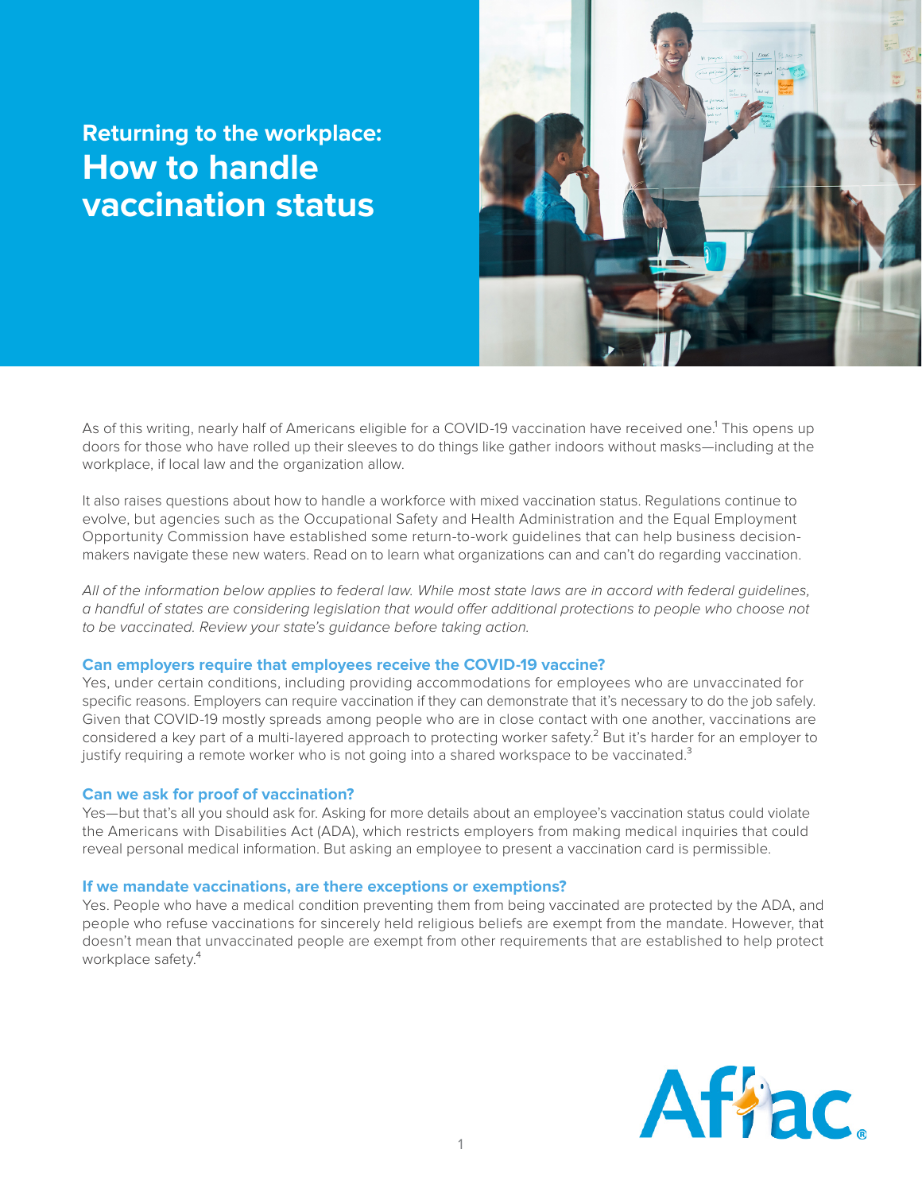## Returning to the workplace:

# How to handle vaccination status

As of this writing, nearly half of Americans eligible for a COVID-19 vaccination have received one.[1] This opens up doors for those who have rolled up their sleeves to do things like gather indoors without masks—including at the workplace, if local law and the organization allow.

It also raises questions about how to handle a workforce with mixed vaccination status. Regulations continue to evolve, but agencies such as the Occupational Safety and Health Administration and the Equal Employment Opportunity Commission have established some return-to-work guidelines that can help business decision-makers navigate these new waters. Read on to learn what organizations can and can't do regarding vaccination.

*All of the information below applies to federal law. While most state laws are in accord with federal guidelines, a handful of states are considering legislation that would offer additional protections to people who choose not to be vaccinated. Review your state's guidance before taking action.*

### Can employers require that employees receive the COVID-19 vaccine?

Yes, under certain conditions, including providing accommodations for employees who are unvaccinated for specific reasons. Employers can require vaccination if they can demonstrate that it's necessary to do the job safely. Given that COVID-19 mostly spreads among people who are in close contact with one another, vaccinations are considered a key part of a multi-layered approach to protecting worker safety.[2] But it's harder for an employer to justify requiring a remote worker who is not going into a shared workspace to be vaccinated.[3]

### Can we ask for proof of vaccination?

Yes—but that's all you should ask for. Asking for more details about an employee's vaccination status could violate the Americans with Disabilities Act (ADA), which restricts employers from making medical inquiries that could reveal personal medical information. But asking an employee to present a vaccination card is permissible.

### If we mandate vaccinations, are there exceptions or exemptions?

Yes. People who have a medical condition preventing them from being vaccinated are protected by the ADA, and people who refuse vaccinations for sincerely held religious beliefs are exempt from the mandate. However, that doesn't mean that unvaccinated people are exempt from other requirements that are established to help protect workplace safety.[4]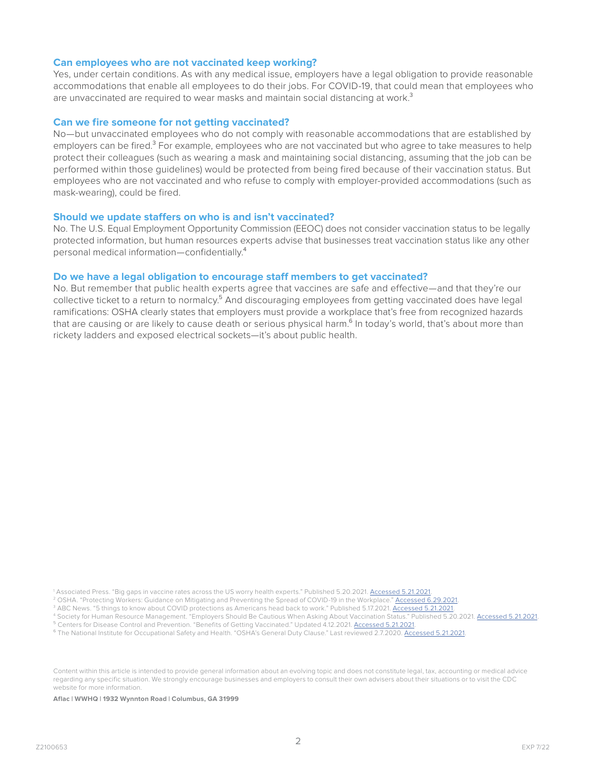### Can employees who are not vaccinated keep working?

Yes, under certain conditions. As with any medical issue, employers have a legal obligation to provide reasonable accommodations that enable all employees to do their jobs. For COVID-19, that could mean that employees who are unvaccinated are required to wear masks and maintain social distancing at work.[3]

### Can we fire someone for not getting vaccinated?

No—but unvaccinated employees who do not comply with reasonable accommodations that are established by employers can be fired.[3] For example, employees who are not vaccinated but who agree to take measures to help protect their colleagues (such as wearing a mask and maintaining social distancing, assuming that the job can be performed within those guidelines) would be protected from being fired because of their vaccination status. But employees who are not vaccinated and who refuse to comply with employer-provided accommodations (such as mask-wearing), could be fired.

### Should we update staffers on who is and isn't vaccinated?

No. The U.S. Equal Employment Opportunity Commission (EEOC) does not consider vaccination status to be legally protected information, but human resources experts advise that businesses treat vaccination status like any other personal medical information—confidentially.[4]

### Do we have a legal obligation to encourage staff members to get vaccinated?

No. But remember that public health experts agree that vaccines are safe and effective—and that they're our collective ticket to a return to normalcy.[5] And discouraging employees from getting vaccinated does have legal ramifications: OSHA clearly states that employers must provide a workplace that's free from recognized hazards that are causing or are likely to cause death or serious physical harm.[6] In today's world, that's about more than rickety ladders and exposed electrical sockets—it's about public health.

[1] Associated Press. "Big gaps in vaccine rates across the US worry health experts." Published 5.20.2021. Accessed 5.21.2021.

[2] OSHA. "Protecting Workers: Guidance on Mitigating and Preventing the Spread of COVID-19 in the Workplace." Accessed 6.29.2021.

[3] ABC News. "5 things to know about COVID protections as Americans head back to work." Published 5.17.2021. Accessed 5.21.2021.

[4] Society for Human Resource Management. "Employers Should Be Cautious When Asking About Vaccination Status." Published 5.20.2021. Accessed 5.21.2021.

[5] Centers for Disease Control and Prevention. "Benefits of Getting Vaccinated." Updated 4.12.2021. Accessed 5.21.2021.

[6] The National Institute for Occupational Safety and Health. "OSHA's General Duty Clause." Last reviewed 2.7.2020. Accessed 5.21.2021.

Content within this article is intended to provide general information about an evolving topic and does not constitute legal, tax, accounting or medical advice regarding any specific situation. We strongly encourage businesses and employers to consult their own advisers about their situations or to visit the CDC website for more information.

**Aflac | WWHQ | 1932 Wynnton Road | Columbus, GA 31999**

Z2100653 EXP 7/22